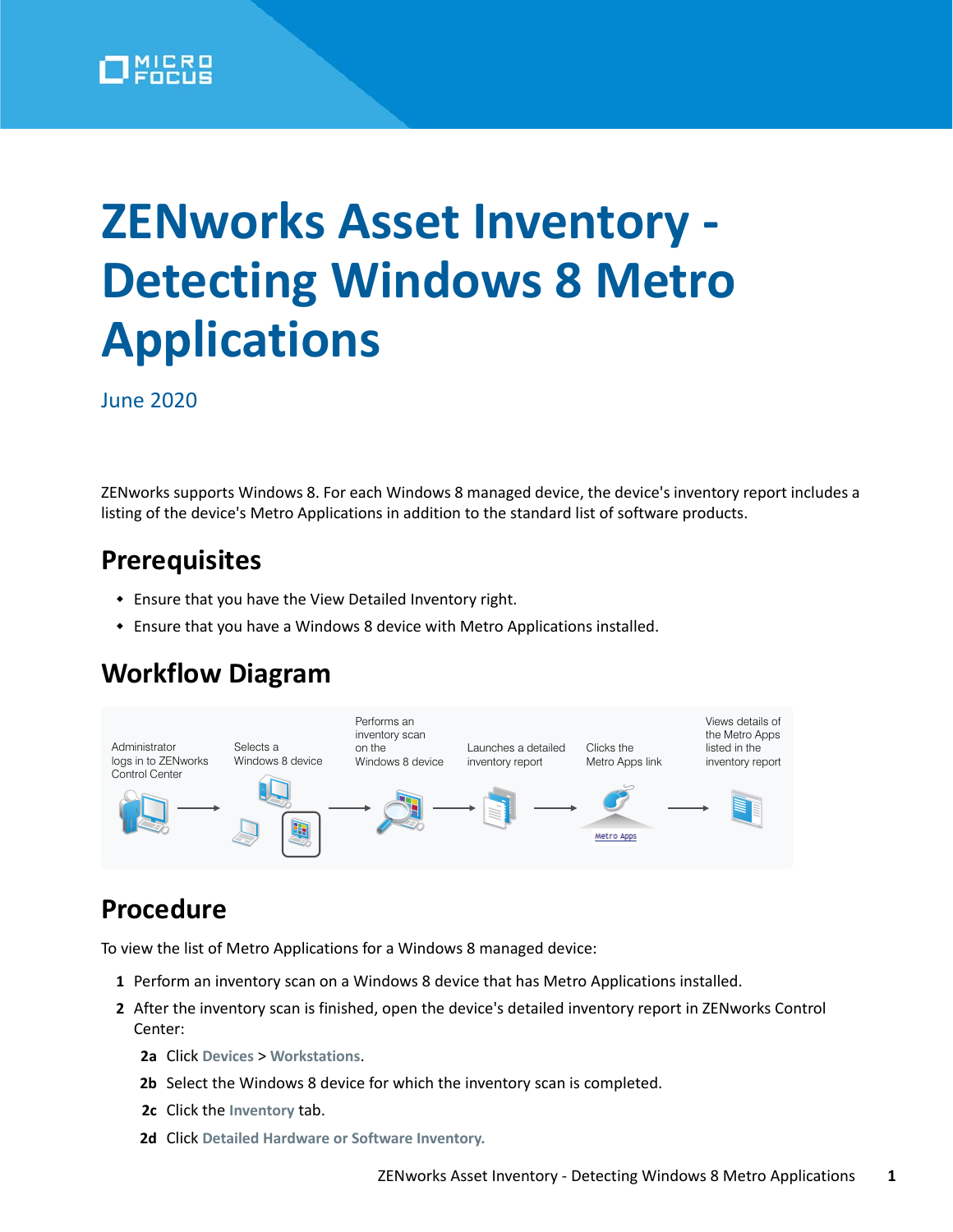# ZENworks Asset Inventory - Detecting Windows 8 Metro Applications

June 2020

ZENworks supports Windows 8. For each Windows 8 managed device, the device's inventory report includes a listing of the device's Metro Applications in addition to the standard list of software products.

## Prerequisites

- Ensure that you have the View Detailed Inventory right.
- Ensure that you have a Windows 8 device with Metro Applications installed.

## Workflow Diagram

Administrator logs in to ZENworks Control Center → Selects a Windows 8 device → Performs an inventory scan on the Windows 8 device → Launches a detailed inventory report → Clicks the Metro Apps link → Views details of the Metro Apps listed in the inventory report

## Procedure

To view the list of Metro Applications for a Windows 8 managed device:

**1** Perform an inventory scan on a Windows 8 device that has Metro Applications installed.

**2** After the inventory scan is finished, open the device's detailed inventory report in ZENworks Control Center:

**2a** Click **Devices** > **Workstations**.

**2b** Select the Windows 8 device for which the inventory scan is completed.

**2c** Click the **Inventory** tab.

**2d** Click **Detailed Hardware or Software Inventory.**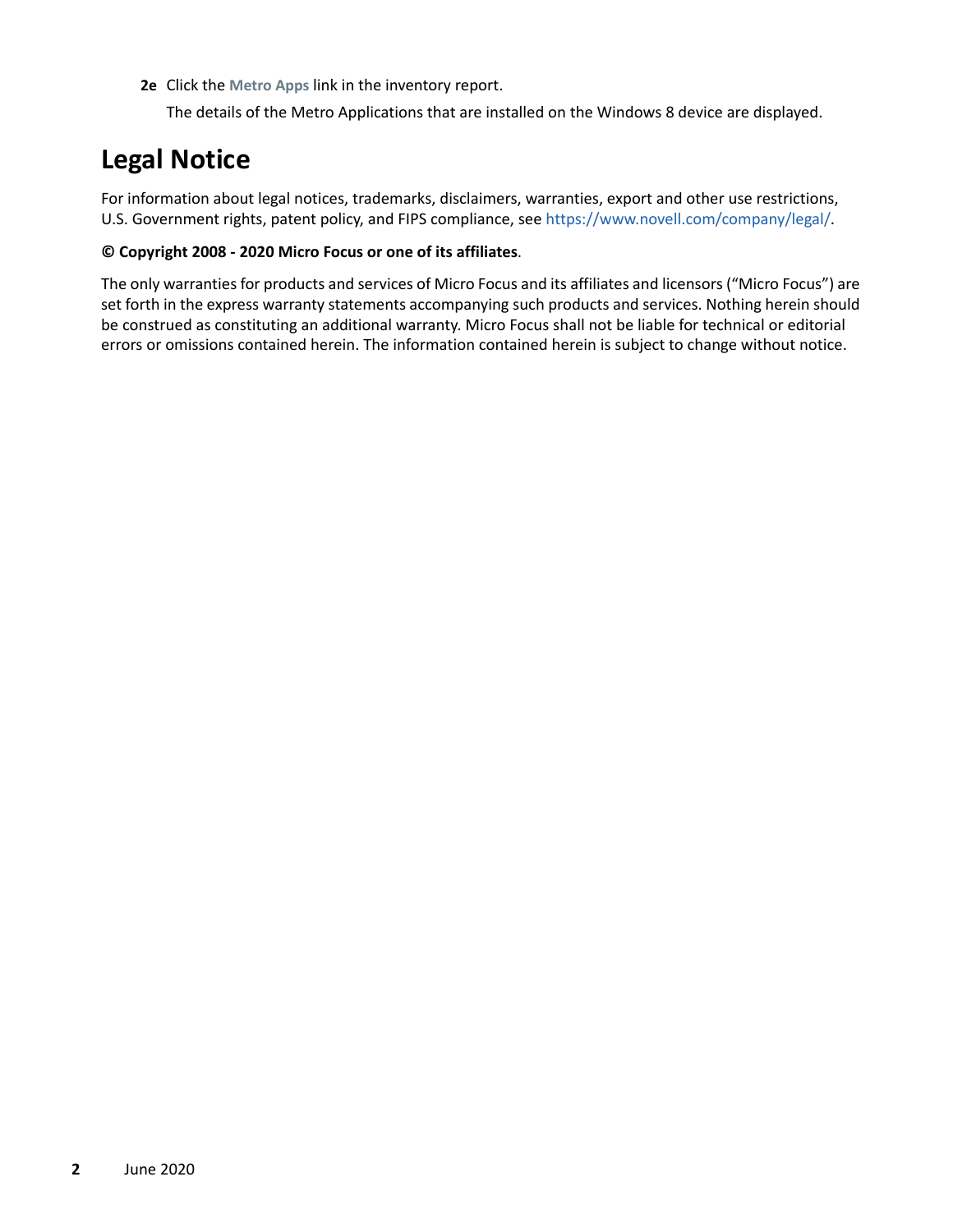**2e** Click the **Metro Apps** link in the inventory report.

The details of the Metro Applications that are installed on the Windows 8 device are displayed.

## Legal Notice

For information about legal notices, trademarks, disclaimers, warranties, export and other use restrictions, U.S. Government rights, patent policy, and FIPS compliance, see https://www.novell.com/company/legal/.

**© Copyright 2008 - 2020 Micro Focus or one of its affiliates**.

The only warranties for products and services of Micro Focus and its affiliates and licensors ("Micro Focus") are set forth in the express warranty statements accompanying such products and services. Nothing herein should be construed as constituting an additional warranty. Micro Focus shall not be liable for technical or editorial errors or omissions contained herein. The information contained herein is subject to change without notice.

June 2020